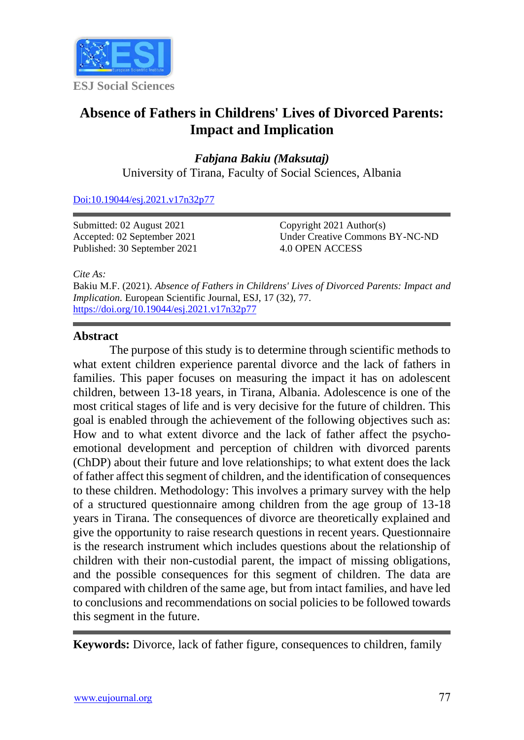ESJ Social Sciences

# Absence of Fathers in Childrens' Lives of Divorced Parents: Impact and Implication

***Fabjana Bakiu (Maksutaj)***
University of Tirana, Faculty of Social Sciences, Albania

[Doi:10.19044/esj.2021.v17n32p77](https://doi.org/10.19044/esj.2021.v17n32p77)

Submitted: 02 August 2021
Accepted: 02 September 2021
Published: 30 September 2021

Copyright 2021 Author(s)
Under Creative Commons BY-NC-ND
4.0 OPEN ACCESS

*Cite As:*
Bakiu M.F. (2021). *Absence of Fathers in Childrens' Lives of Divorced Parents: Impact and Implication.* European Scientific Journal, ESJ, 17 (32), 77. https://doi.org/10.19044/esj.2021.v17n32p77

## Abstract

The purpose of this study is to determine through scientific methods to what extent children experience parental divorce and the lack of fathers in families. This paper focuses on measuring the impact it has on adolescent children, between 13-18 years, in Tirana, Albania. Adolescence is one of the most critical stages of life and is very decisive for the future of children. This goal is enabled through the achievement of the following objectives such as: How and to what extent divorce and the lack of father affect the psycho-emotional development and perception of children with divorced parents (ChDP) about their future and love relationships; to what extent does the lack of father affect this segment of children, and the identification of consequences to these children. Methodology: This involves a primary survey with the help of a structured questionnaire among children from the age group of 13-18 years in Tirana. The consequences of divorce are theoretically explained and give the opportunity to raise research questions in recent years. Questionnaire is the research instrument which includes questions about the relationship of children with their non-custodial parent, the impact of missing obligations, and the possible consequences for this segment of children. The data are compared with children of the same age, but from intact families, and have led to conclusions and recommendations on social policies to be followed towards this segment in the future.

**Keywords:** Divorce, lack of father figure, consequences to children, family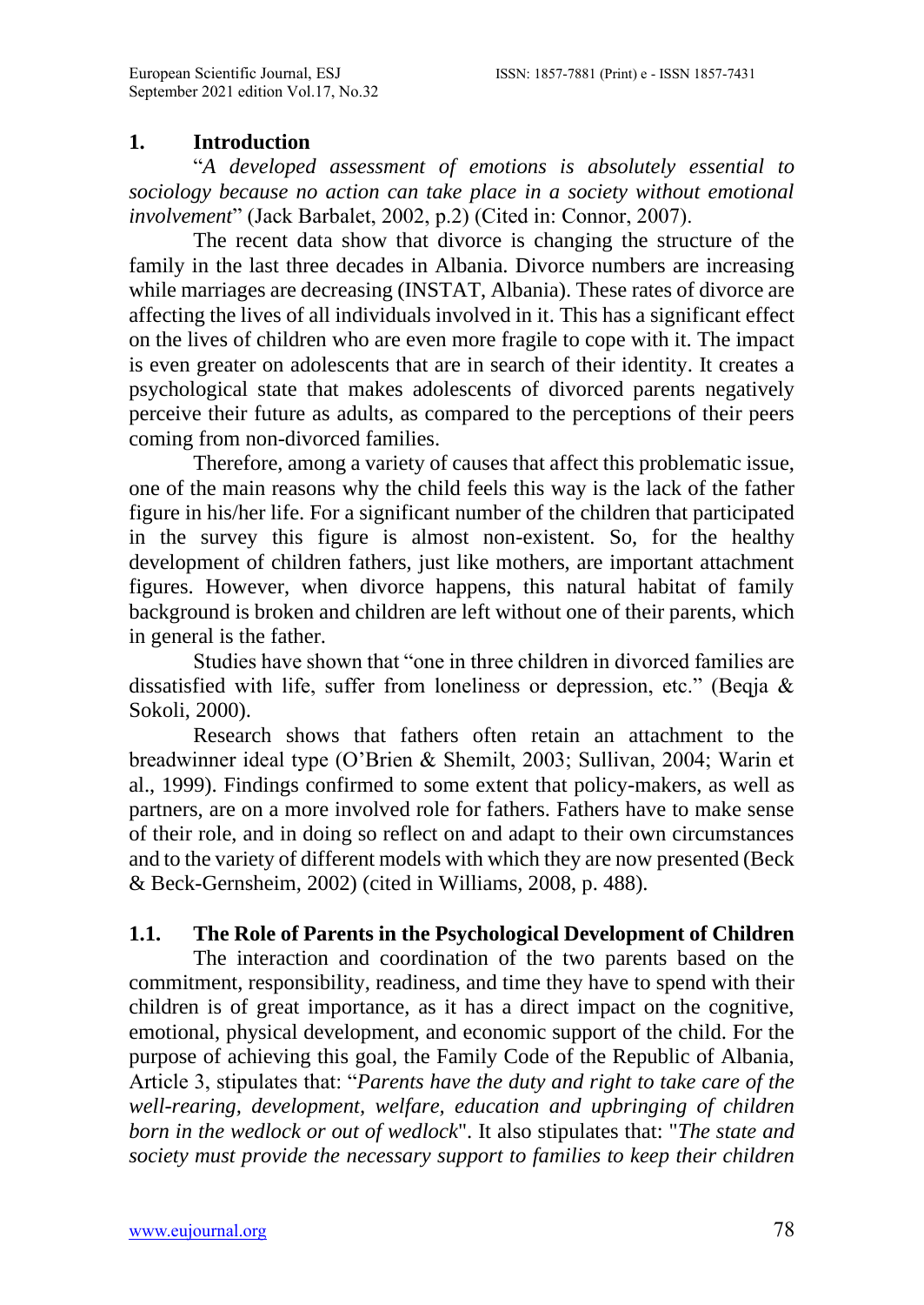## 1. Introduction

"*A developed assessment of emotions is absolutely essential to sociology because no action can take place in a society without emotional involvement*" (Jack Barbalet, 2002, p.2) (Cited in: Connor, 2007).

The recent data show that divorce is changing the structure of the family in the last three decades in Albania. Divorce numbers are increasing while marriages are decreasing (INSTAT, Albania). These rates of divorce are affecting the lives of all individuals involved in it. This has a significant effect on the lives of children who are even more fragile to cope with it. The impact is even greater on adolescents that are in search of their identity. It creates a psychological state that makes adolescents of divorced parents negatively perceive their future as adults, as compared to the perceptions of their peers coming from non-divorced families.

Therefore, among a variety of causes that affect this problematic issue, one of the main reasons why the child feels this way is the lack of the father figure in his/her life. For a significant number of the children that participated in the survey this figure is almost non-existent. So, for the healthy development of children fathers, just like mothers, are important attachment figures. However, when divorce happens, this natural habitat of family background is broken and children are left without one of their parents, which in general is the father.

Studies have shown that "one in three children in divorced families are dissatisfied with life, suffer from loneliness or depression, etc." (Beqja & Sokoli, 2000).

Research shows that fathers often retain an attachment to the breadwinner ideal type (O'Brien & Shemilt, 2003; Sullivan, 2004; Warin et al., 1999). Findings confirmed to some extent that policy-makers, as well as partners, are on a more involved role for fathers. Fathers have to make sense of their role, and in doing so reflect on and adapt to their own circumstances and to the variety of different models with which they are now presented (Beck & Beck-Gernsheim, 2002) (cited in Williams, 2008, p. 488).

### 1.1. The Role of Parents in the Psychological Development of Children

The interaction and coordination of the two parents based on the commitment, responsibility, readiness, and time they have to spend with their children is of great importance, as it has a direct impact on the cognitive, emotional, physical development, and economic support of the child. For the purpose of achieving this goal, the Family Code of the Republic of Albania, Article 3, stipulates that: "*Parents have the duty and right to take care of the well-rearing, development, welfare, education and upbringing of children born in the wedlock or out of wedlock*". It also stipulates that: "*The state and society must provide the necessary support to families to keep their children*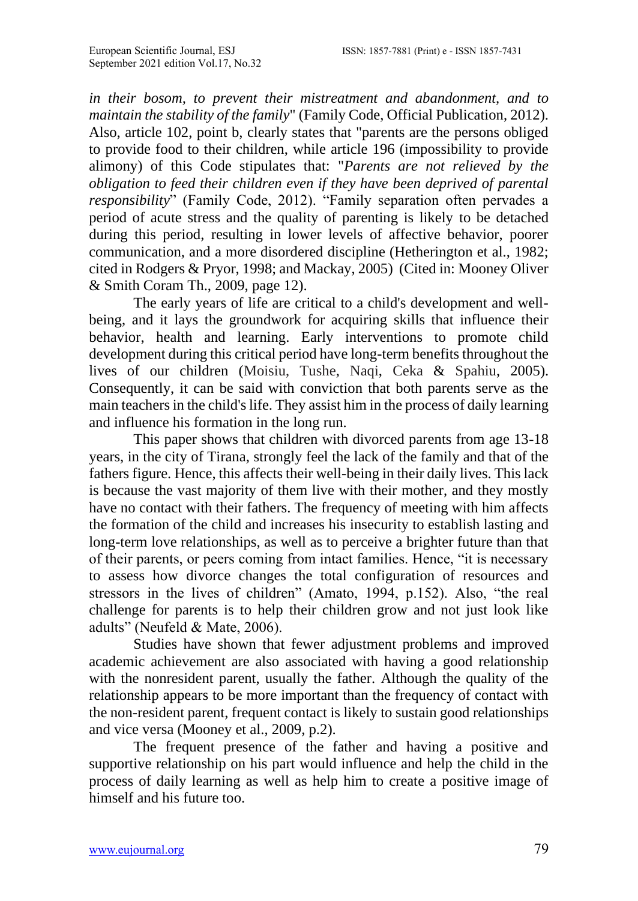*in their bosom, to prevent their mistreatment and abandonment, and to maintain the stability of the family*" (Family Code, Official Publication, 2012). Also, article 102, point b, clearly states that "parents are the persons obliged to provide food to their children, while article 196 (impossibility to provide alimony) of this Code stipulates that: "*Parents are not relieved by the obligation to feed their children even if they have been deprived of parental responsibility*" (Family Code, 2012). "Family separation often pervades a period of acute stress and the quality of parenting is likely to be detached during this period, resulting in lower levels of affective behavior, poorer communication, and a more disordered discipline (Hetherington et al., 1982; cited in Rodgers & Pryor, 1998; and Mackay, 2005) (Cited in: Mooney Oliver & Smith Coram Th., 2009, page 12).

The early years of life are critical to a child's development and well-being, and it lays the groundwork for acquiring skills that influence their behavior, health and learning. Early interventions to promote child development during this critical period have long-term benefits throughout the lives of our children (Moisiu, Tushe, Naqi, Ceka & Spahiu, 2005). Consequently, it can be said with conviction that both parents serve as the main teachers in the child's life. They assist him in the process of daily learning and influence his formation in the long run.

This paper shows that children with divorced parents from age 13-18 years, in the city of Tirana, strongly feel the lack of the family and that of the fathers figure. Hence, this affects their well-being in their daily lives. This lack is because the vast majority of them live with their mother, and they mostly have no contact with their fathers. The frequency of meeting with him affects the formation of the child and increases his insecurity to establish lasting and long-term love relationships, as well as to perceive a brighter future than that of their parents, or peers coming from intact families. Hence, "it is necessary to assess how divorce changes the total configuration of resources and stressors in the lives of children" (Amato, 1994, p.152). Also, "the real challenge for parents is to help their children grow and not just look like adults" (Neufeld & Mate, 2006).

Studies have shown that fewer adjustment problems and improved academic achievement are also associated with having a good relationship with the nonresident parent, usually the father. Although the quality of the relationship appears to be more important than the frequency of contact with the non-resident parent, frequent contact is likely to sustain good relationships and vice versa (Mooney et al., 2009, p.2).

The frequent presence of the father and having a positive and supportive relationship on his part would influence and help the child in the process of daily learning as well as help him to create a positive image of himself and his future too.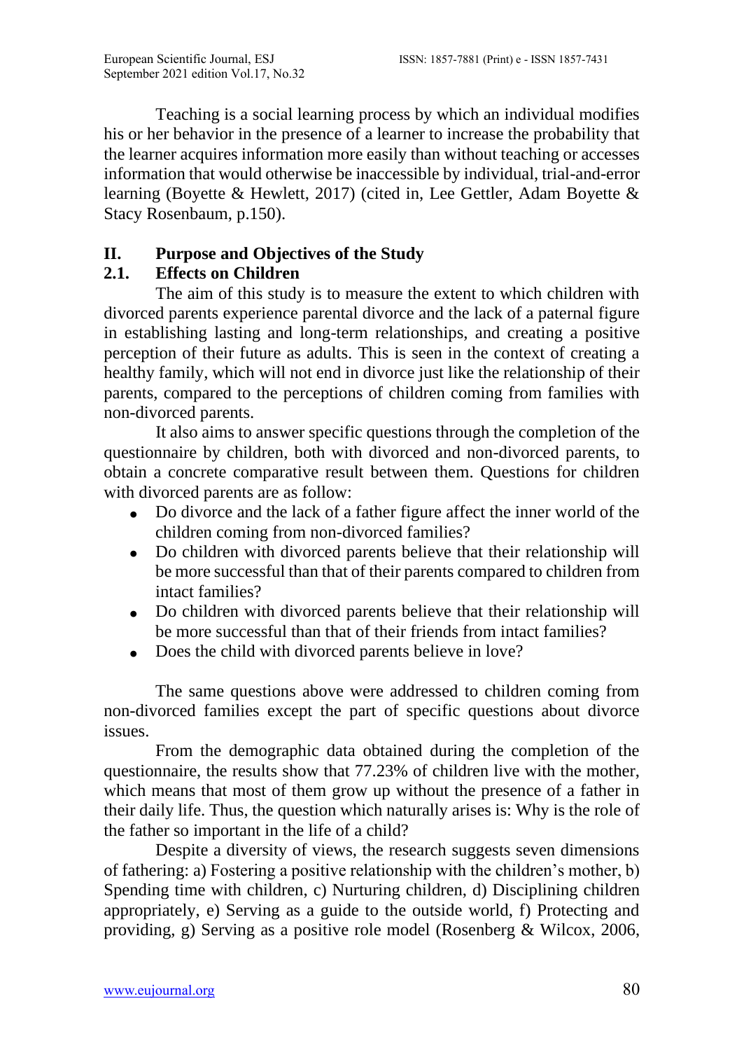Teaching is a social learning process by which an individual modifies his or her behavior in the presence of a learner to increase the probability that the learner acquires information more easily than without teaching or accesses information that would otherwise be inaccessible by individual, trial-and-error learning (Boyette & Hewlett, 2017) (cited in, Lee Gettler, Adam Boyette & Stacy Rosenbaum, p.150).

## II. Purpose and Objectives of the Study

### 2.1. Effects on Children

The aim of this study is to measure the extent to which children with divorced parents experience parental divorce and the lack of a paternal figure in establishing lasting and long-term relationships, and creating a positive perception of their future as adults. This is seen in the context of creating a healthy family, which will not end in divorce just like the relationship of their parents, compared to the perceptions of children coming from families with non-divorced parents.

It also aims to answer specific questions through the completion of the questionnaire by children, both with divorced and non-divorced parents, to obtain a concrete comparative result between them. Questions for children with divorced parents are as follow:

- Do divorce and the lack of a father figure affect the inner world of the children coming from non-divorced families?
- Do children with divorced parents believe that their relationship will be more successful than that of their parents compared to children from intact families?
- Do children with divorced parents believe that their relationship will be more successful than that of their friends from intact families?
- Does the child with divorced parents believe in love?

The same questions above were addressed to children coming from non-divorced families except the part of specific questions about divorce issues.

From the demographic data obtained during the completion of the questionnaire, the results show that 77.23% of children live with the mother, which means that most of them grow up without the presence of a father in their daily life. Thus, the question which naturally arises is: Why is the role of the father so important in the life of a child?

Despite a diversity of views, the research suggests seven dimensions of fathering: a) Fostering a positive relationship with the children's mother, b) Spending time with children, c) Nurturing children, d) Disciplining children appropriately, e) Serving as a guide to the outside world, f) Protecting and providing, g) Serving as a positive role model (Rosenberg & Wilcox, 2006,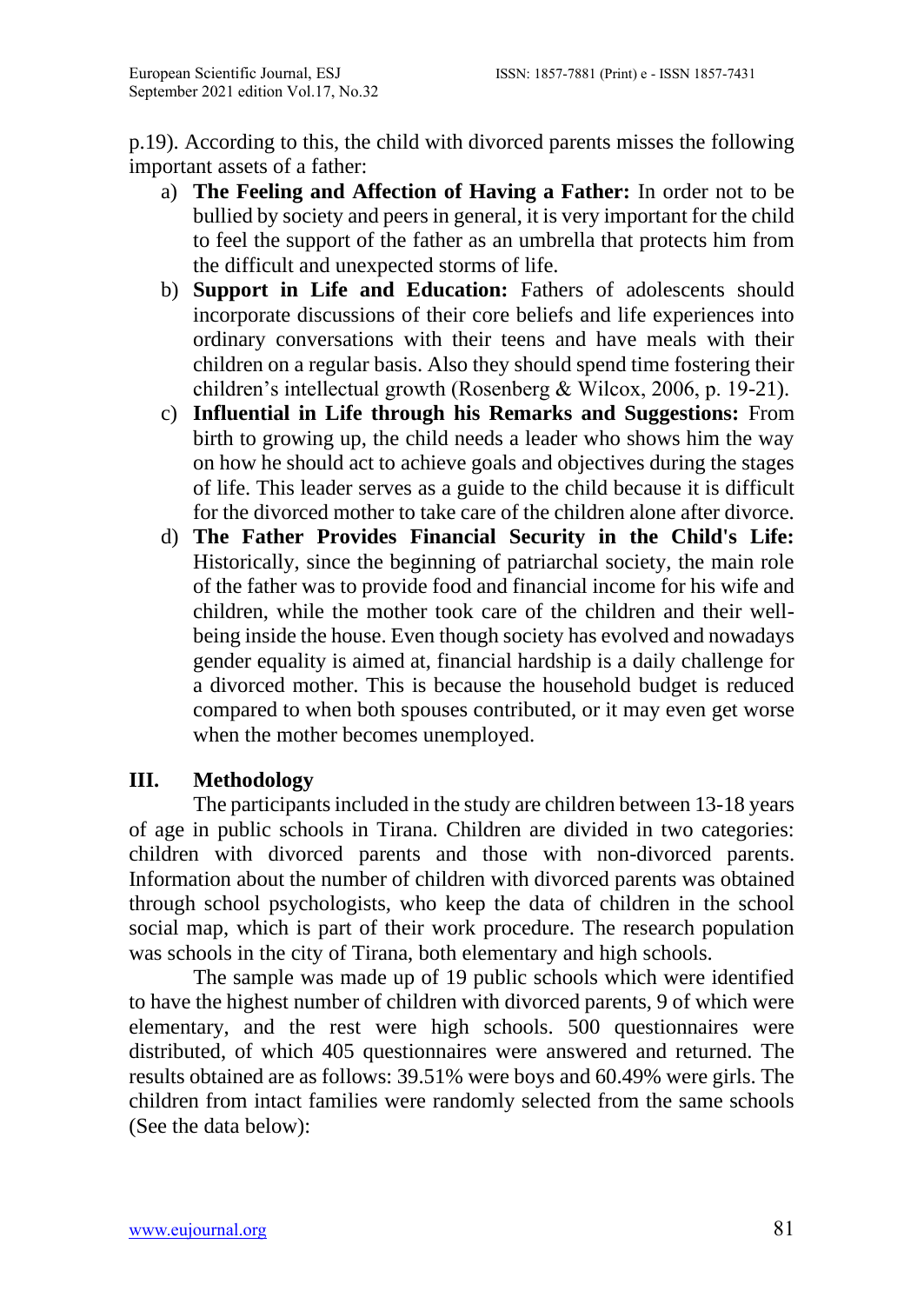p.19). According to this, the child with divorced parents misses the following important assets of a father:

a) **The Feeling and Affection of Having a Father:** In order not to be bullied by society and peers in general, it is very important for the child to feel the support of the father as an umbrella that protects him from the difficult and unexpected storms of life.
b) **Support in Life and Education:** Fathers of adolescents should incorporate discussions of their core beliefs and life experiences into ordinary conversations with their teens and have meals with their children on a regular basis. Also they should spend time fostering their children's intellectual growth (Rosenberg & Wilcox, 2006, p. 19-21).
c) **Influential in Life through his Remarks and Suggestions:** From birth to growing up, the child needs a leader who shows him the way on how he should act to achieve goals and objectives during the stages of life. This leader serves as a guide to the child because it is difficult for the divorced mother to take care of the children alone after divorce.
d) **The Father Provides Financial Security in the Child's Life:** Historically, since the beginning of patriarchal society, the main role of the father was to provide food and financial income for his wife and children, while the mother took care of the children and their well-being inside the house. Even though society has evolved and nowadays gender equality is aimed at, financial hardship is a daily challenge for a divorced mother. This is because the household budget is reduced compared to when both spouses contributed, or it may even get worse when the mother becomes unemployed.

## III. Methodology

The participants included in the study are children between 13-18 years of age in public schools in Tirana. Children are divided in two categories: children with divorced parents and those with non-divorced parents. Information about the number of children with divorced parents was obtained through school psychologists, who keep the data of children in the school social map, which is part of their work procedure. The research population was schools in the city of Tirana, both elementary and high schools.

The sample was made up of 19 public schools which were identified to have the highest number of children with divorced parents, 9 of which were elementary, and the rest were high schools. 500 questionnaires were distributed, of which 405 questionnaires were answered and returned. The results obtained are as follows: 39.51% were boys and 60.49% were girls. The children from intact families were randomly selected from the same schools (See the data below):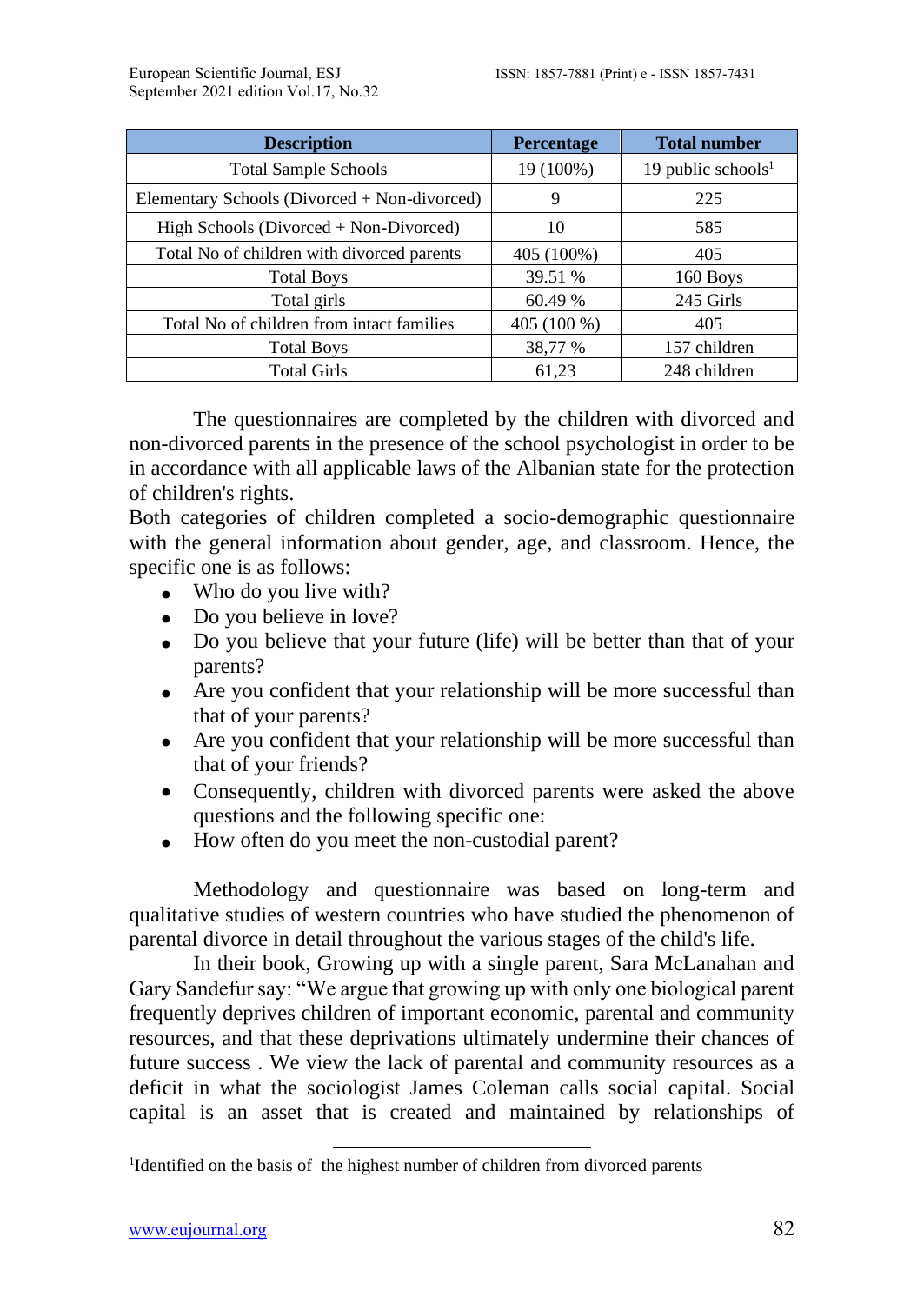| Description | Percentage | Total number |
|---|---|---|
| Total Sample Schools | 19 (100%) | 19 public schools[1] |
| Elementary Schools (Divorced + Non-divorced) | 9 | 225 |
| High Schools (Divorced + Non-Divorced) | 10 | 585 |
| Total No of children with divorced parents | 405 (100%) | 405 |
| Total Boys | 39.51 % | 160 Boys |
| Total girls | 60.49 % | 245 Girls |
| Total No of children from intact families | 405 (100 %) | 405 |
| Total Boys | 38,77 % | 157 children |
| Total Girls | 61,23 | 248 children |

The questionnaires are completed by the children with divorced and non-divorced parents in the presence of the school psychologist in order to be in accordance with all applicable laws of the Albanian state for the protection of children's rights.

Both categories of children completed a socio-demographic questionnaire with the general information about gender, age, and classroom. Hence, the specific one is as follows:

- Who do you live with?
- Do you believe in love?
- Do you believe that your future (life) will be better than that of your parents?
- Are you confident that your relationship will be more successful than that of your parents?
- Are you confident that your relationship will be more successful than that of your friends?
- Consequently, children with divorced parents were asked the above questions and the following specific one:
- How often do you meet the non-custodial parent?

Methodology and questionnaire was based on long-term and qualitative studies of western countries who have studied the phenomenon of parental divorce in detail throughout the various stages of the child's life.

In their book, Growing up with a single parent, Sara McLanahan and Gary Sandefur say: "We argue that growing up with only one biological parent frequently deprives children of important economic, parental and community resources, and that these deprivations ultimately undermine their chances of future success . We view the lack of parental and community resources as a deficit in what the sociologist James Coleman calls social capital. Social capital is an asset that is created and maintained by relationships of

[1]Identified on the basis of the highest number of children from divorced parents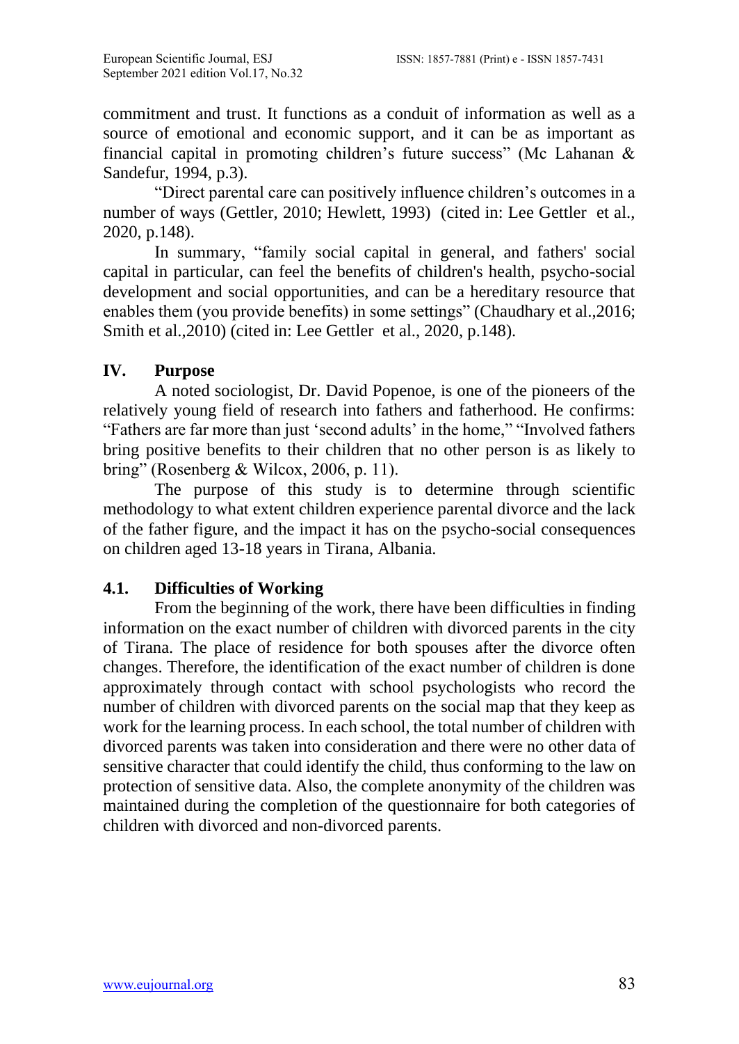commitment and trust. It functions as a conduit of information as well as a source of emotional and economic support, and it can be as important as financial capital in promoting children's future success" (Mc Lahanan & Sandefur, 1994, p.3).

"Direct parental care can positively influence children's outcomes in a number of ways (Gettler, 2010; Hewlett, 1993) (cited in: Lee Gettler et al., 2020, p.148).

In summary, "family social capital in general, and fathers' social capital in particular, can feel the benefits of children's health, psycho-social development and social opportunities, and can be a hereditary resource that enables them (you provide benefits) in some settings" (Chaudhary et al.,2016; Smith et al.,2010) (cited in: Lee Gettler et al., 2020, p.148).

## IV. Purpose

A noted sociologist, Dr. David Popenoe, is one of the pioneers of the relatively young field of research into fathers and fatherhood. He confirms: "Fathers are far more than just 'second adults' in the home," "Involved fathers bring positive benefits to their children that no other person is as likely to bring" (Rosenberg & Wilcox, 2006, p. 11).

The purpose of this study is to determine through scientific methodology to what extent children experience parental divorce and the lack of the father figure, and the impact it has on the psycho-social consequences on children aged 13-18 years in Tirana, Albania.

### 4.1. Difficulties of Working

From the beginning of the work, there have been difficulties in finding information on the exact number of children with divorced parents in the city of Tirana. The place of residence for both spouses after the divorce often changes. Therefore, the identification of the exact number of children is done approximately through contact with school psychologists who record the number of children with divorced parents on the social map that they keep as work for the learning process. In each school, the total number of children with divorced parents was taken into consideration and there were no other data of sensitive character that could identify the child, thus conforming to the law on protection of sensitive data. Also, the complete anonymity of the children was maintained during the completion of the questionnaire for both categories of children with divorced and non-divorced parents.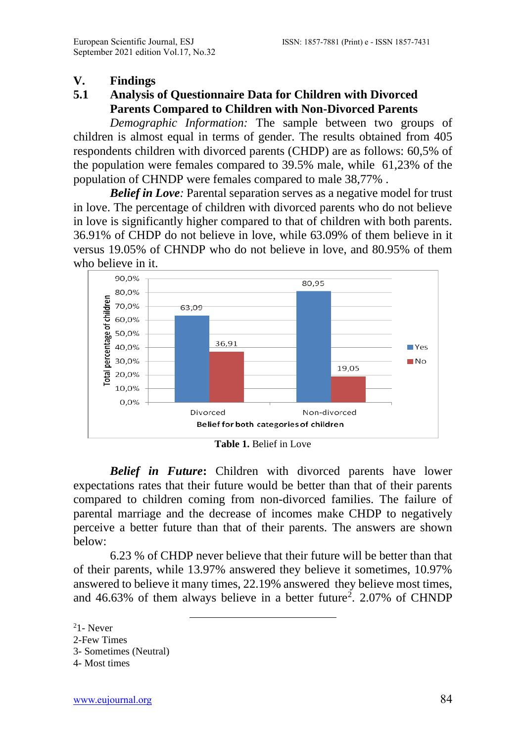## V. Findings

### 5.1 Analysis of Questionnaire Data for Children with Divorced Parents Compared to Children with Non-Divorced Parents

*Demographic Information:* The sample between two groups of children is almost equal in terms of gender. The results obtained from 405 respondents children with divorced parents (CHDP) are as follows: 60,5% of the population were females compared to 39.5% male, while 61,23% of the population of CHNDP were females compared to male 38,77% .

***Belief in Love****:* Parental separation serves as a negative model for trust in love. The percentage of children with divorced parents who do not believe in love is significantly higher compared to that of children with both parents. 36.91% of CHDP do not believe in love, while 63.09% of them believe in it versus 19.05% of CHNDP who do not believe in love, and 80.95% of them who believe in it.

| Belief for both categories of children | Yes | No |
|---|---|---|
| Divorced | 63,09 | 36,91 |
| Non-divorced | 80,95 | 19,05 |

**Table 1.** Belief in Love

***Belief in Future*****:** Children with divorced parents have lower expectations rates that their future would be better than that of their parents compared to children coming from non-divorced families. The failure of parental marriage and the decrease of incomes make CHDP to negatively perceive a better future than that of their parents. The answers are shown below:

6.23 % of CHDP never believe that their future will be better than that of their parents, while 13.97% answered they believe it sometimes, 10.97% answered to believe it many times, 22.19% answered they believe most times, and 46.63% of them always believe in a better future[2]. 2.07% of CHNDP

---

[2]1- Never
2-Few Times
3- Sometimes (Neutral)
4- Most times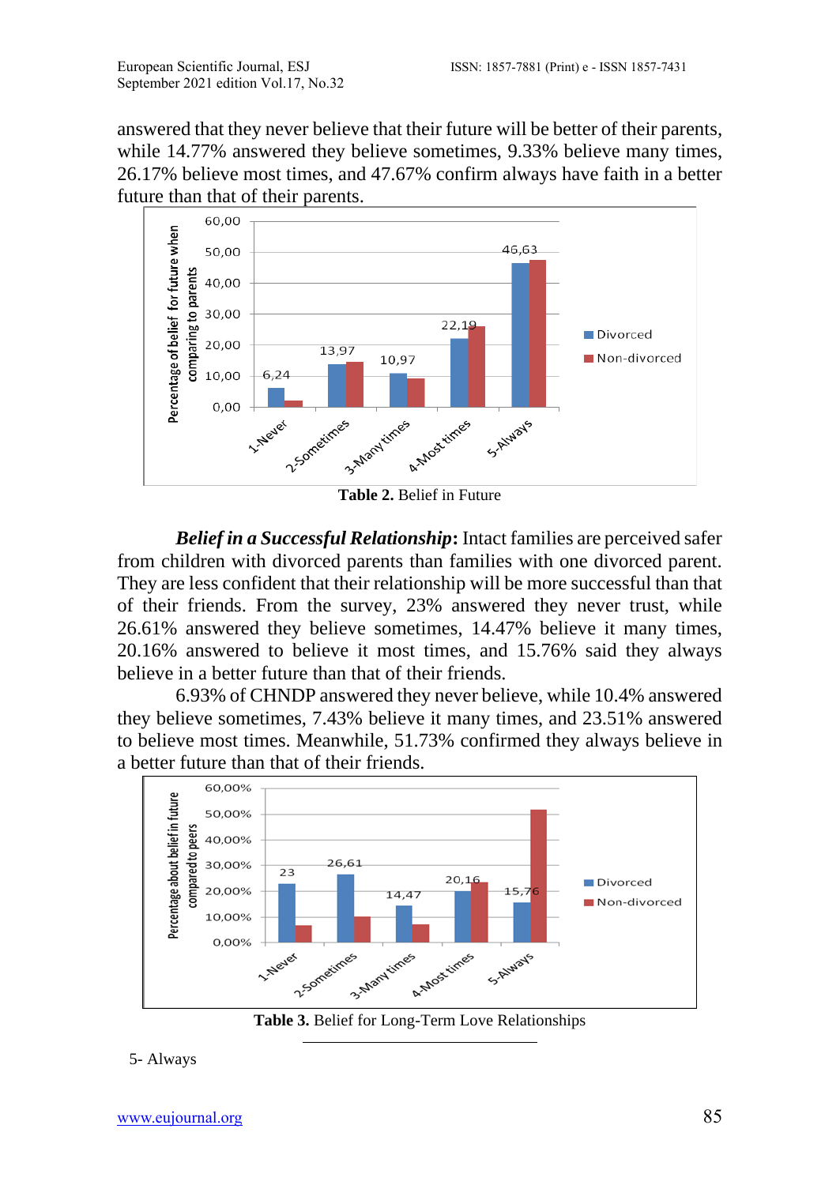answered that they never believe that their future will be better of their parents, while 14.77% answered they believe sometimes, 9.33% believe many times, 26.17% believe most times, and 47.67% confirm always have faith in a better future than that of their parents.

**Table 2.** Belief in Future

***Belief in a Successful Relationship*****:** Intact families are perceived safer from children with divorced parents than families with one divorced parent. They are less confident that their relationship will be more successful than that of their friends. From the survey, 23% answered they never trust, while 26.61% answered they believe sometimes, 14.47% believe it many times, 20.16% answered to believe it most times, and 15.76% said they always believe in a better future than that of their friends.

6.93% of CHNDP answered they never believe, while 10.4% answered they believe sometimes, 7.43% believe it many times, and 23.51% answered to believe most times. Meanwhile, 51.73% confirmed they always believe in a better future than that of their friends.

**Table 3.** Belief for Long-Term Love Relationships

5- Always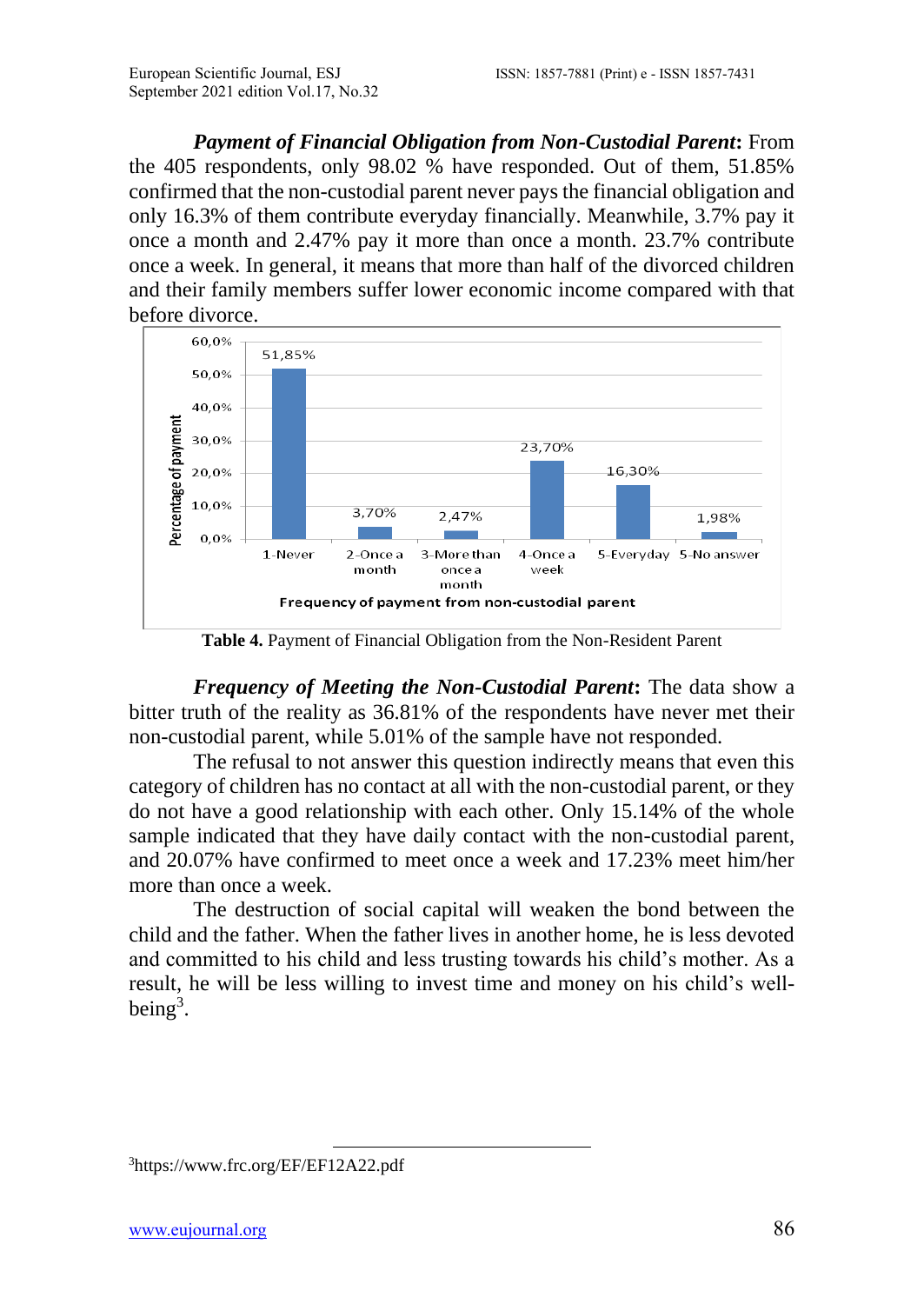***Payment of Financial Obligation from Non-Custodial Parent*:** From the 405 respondents, only 98.02 % have responded. Out of them, 51.85% confirmed that the non-custodial parent never pays the financial obligation and only 16.3% of them contribute everyday financially. Meanwhile, 3.7% pay it once a month and 2.47% pay it more than once a month. 23.7% contribute once a week. In general, it means that more than half of the divorced children and their family members suffer lower economic income compared with that before divorce.

| Frequency of payment from non-custodial parent | Percentage of payment |
|---|---|
| 1-Never | 51,85% |
| 2-Once a month | 3,70% |
| 3-More than once a month | 2,47% |
| 4-Once a week | 23,70% |
| 5-Everyday | 16,30% |
| 5-No answer | 1,98% |

**Table 4.** Payment of Financial Obligation from the Non-Resident Parent

***Frequency of Meeting the Non-Custodial Parent*:** The data show a bitter truth of the reality as 36.81% of the respondents have never met their non-custodial parent, while 5.01% of the sample have not responded.

The refusal to not answer this question indirectly means that even this category of children has no contact at all with the non-custodial parent, or they do not have a good relationship with each other. Only 15.14% of the whole sample indicated that they have daily contact with the non-custodial parent, and 20.07% have confirmed to meet once a week and 17.23% meet him/her more than once a week.

The destruction of social capital will weaken the bond between the child and the father. When the father lives in another home, he is less devoted and committed to his child and less trusting towards his child's mother. As a result, he will be less willing to invest time and money on his child's well-being[3].

[3]https://www.frc.org/EF/EF12A22.pdf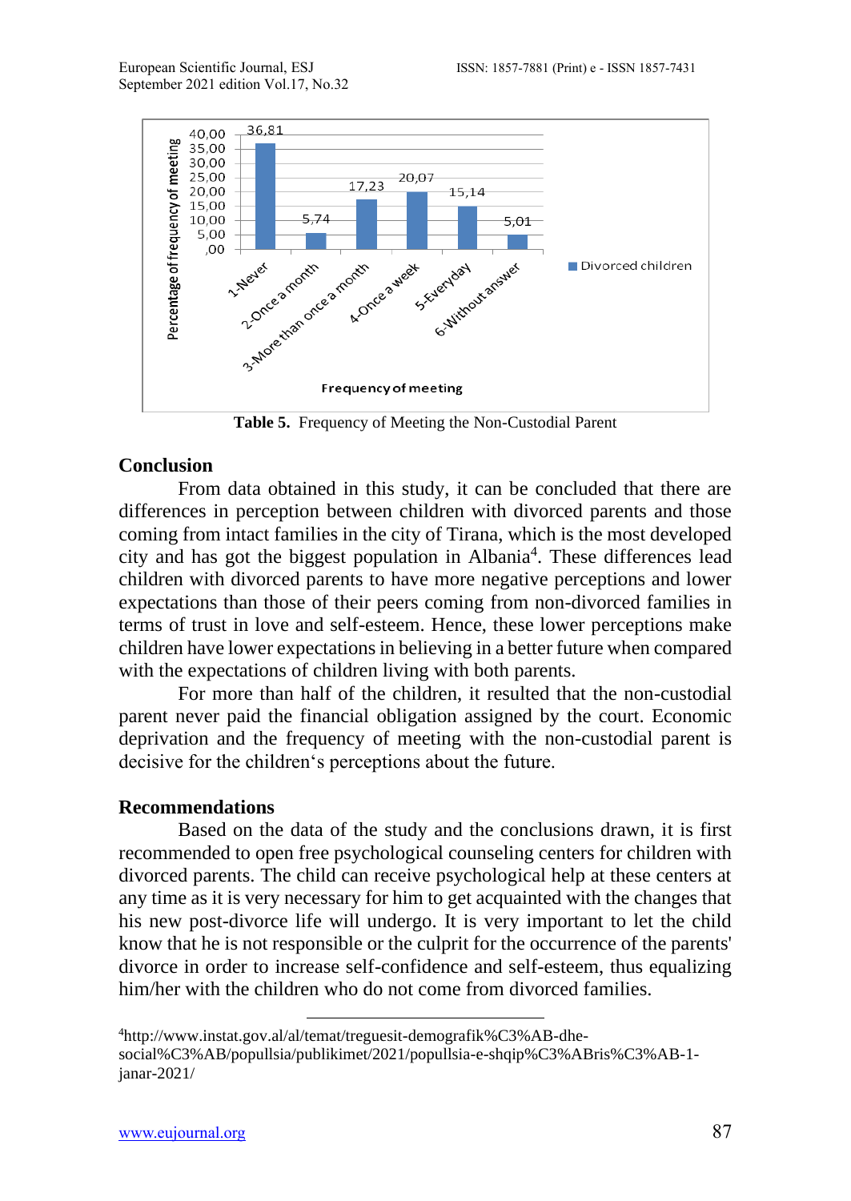| Frequency of meeting | Divorced children (%) |
|---|---|
| 1-Never | 36,81 |
| 2-Once a month | 5,74 |
| 3-More than once a month | 17,23 |
| 4-Once a week | 20,07 |
| 5-Everyday | 15,14 |
| 6-Without answer | 5,01 |

**Table 5.** Frequency of Meeting the Non-Custodial Parent

## Conclusion

From data obtained in this study, it can be concluded that there are differences in perception between children with divorced parents and those coming from intact families in the city of Tirana, which is the most developed city and has got the biggest population in Albania[4]. These differences lead children with divorced parents to have more negative perceptions and lower expectations than those of their peers coming from non-divorced families in terms of trust in love and self-esteem. Hence, these lower perceptions make children have lower expectations in believing in a better future when compared with the expectations of children living with both parents.

For more than half of the children, it resulted that the non-custodial parent never paid the financial obligation assigned by the court. Economic deprivation and the frequency of meeting with the non-custodial parent is decisive for the children's perceptions about the future.

## Recommendations

Based on the data of the study and the conclusions drawn, it is first recommended to open free psychological counseling centers for children with divorced parents. The child can receive psychological help at these centers at any time as it is very necessary for him to get acquainted with the changes that his new post-divorce life will undergo. It is very important to let the child know that he is not responsible or the culprit for the occurrence of the parents' divorce in order to increase self-confidence and self-esteem, thus equalizing him/her with the children who do not come from divorced families.

---

[4] http://www.instat.gov.al/al/temat/treguesit-demografik%C3%AB-dhe-social%C3%AB/popullsia/publikimet/2021/popullsia-e-shqip%C3%ABris%C3%AB-1-janar-2021/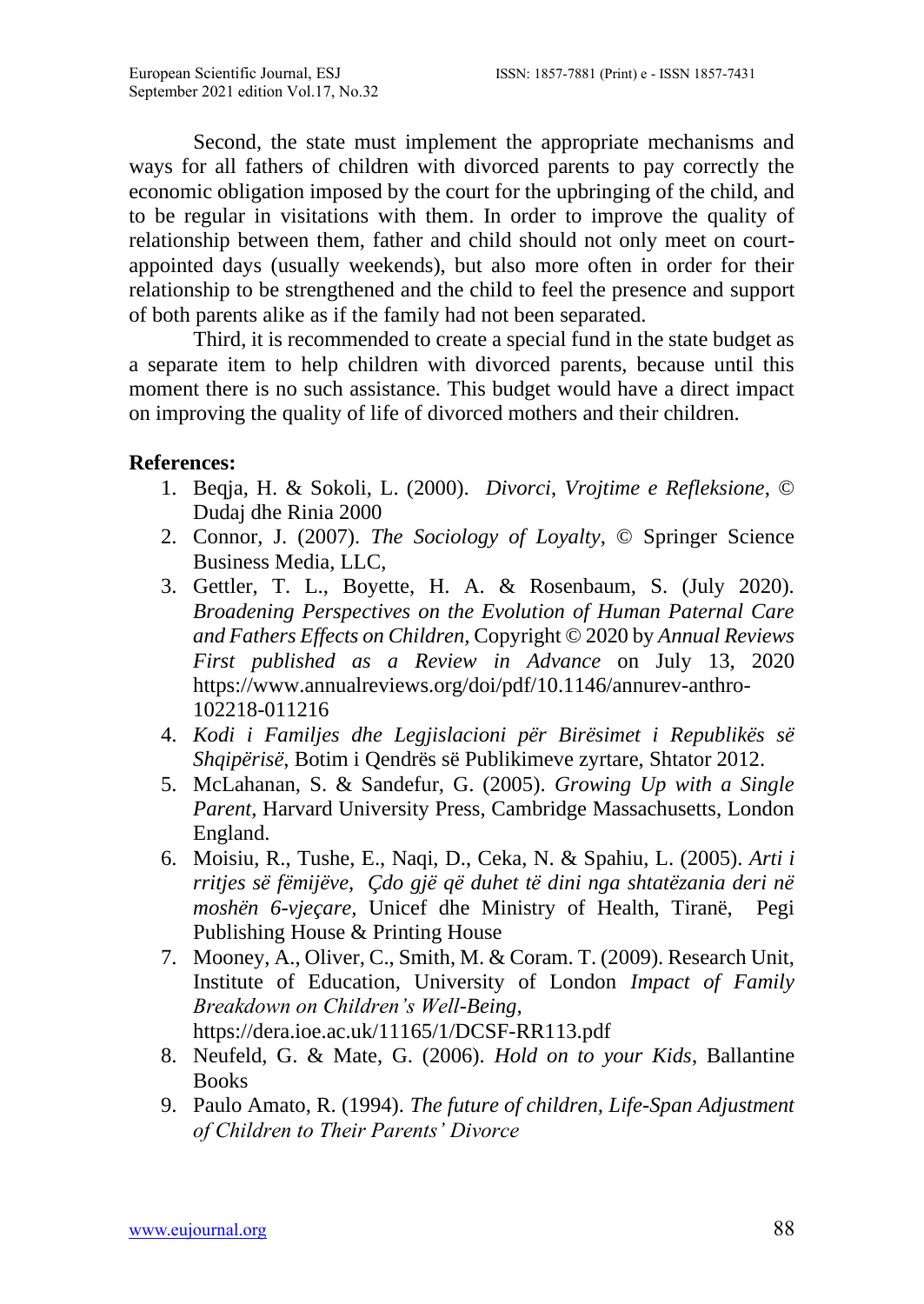Second, the state must implement the appropriate mechanisms and ways for all fathers of children with divorced parents to pay correctly the economic obligation imposed by the court for the upbringing of the child, and to be regular in visitations with them. In order to improve the quality of relationship between them, father and child should not only meet on court-appointed days (usually weekends), but also more often in order for their relationship to be strengthened and the child to feel the presence and support of both parents alike as if the family had not been separated.

Third, it is recommended to create a special fund in the state budget as a separate item to help children with divorced parents, because until this moment there is no such assistance. This budget would have a direct impact on improving the quality of life of divorced mothers and their children.

**References:**

1. Beqja, H. & Sokoli, L. (2000). *Divorci*, *Vrojtime e Refleksione*, © Dudaj dhe Rinia 2000
2. Connor, J. (2007). *The Sociology of Loyalty*, © Springer Science Business Media, LLC,
3. Gettler, T. L., Boyette, H. A. & Rosenbaum, S. (July 2020). *Broadening Perspectives on the Evolution of Human Paternal Care and Fathers Effects on Children*, Copyright © 2020 by *Annual Reviews First published as a Review in Advance* on July 13, 2020 https://www.annualreviews.org/doi/pdf/10.1146/annurev-anthro-102218-011216
4. *Kodi i Familjes dhe Legjislacioni për Birësimet i Republikës së Shqipërisë*, Botim i Qendrës së Publikimeve zyrtare, Shtator 2012.
5. McLahanan, S. & Sandefur, G. (2005). *Growing Up with a Single Parent*, Harvard University Press, Cambridge Massachusetts, London England.
6. Moisiu, R., Tushe, E., Naqi, D., Ceka, N. & Spahiu, L. (2005). *Arti i rritjes së fëmijëve, Çdo gjë që duhet të dini nga shtatëzania deri në moshën 6-vjeçare*, Unicef dhe Ministry of Health, Tiranë, Pegi Publishing House & Printing House
7. Mooney, A., Oliver, C., Smith, M. & Coram. T. (2009). Research Unit, Institute of Education, University of London *Impact of Family Breakdown on Children's Well-Being*, https://dera.ioe.ac.uk/11165/1/DCSF-RR113.pdf
8. Neufeld, G. & Mate, G. (2006). *Hold on to your Kids*, Ballantine Books
9. Paulo Amato, R. (1994). *The future of children, Life-Span Adjustment of Children to Their Parents' Divorce*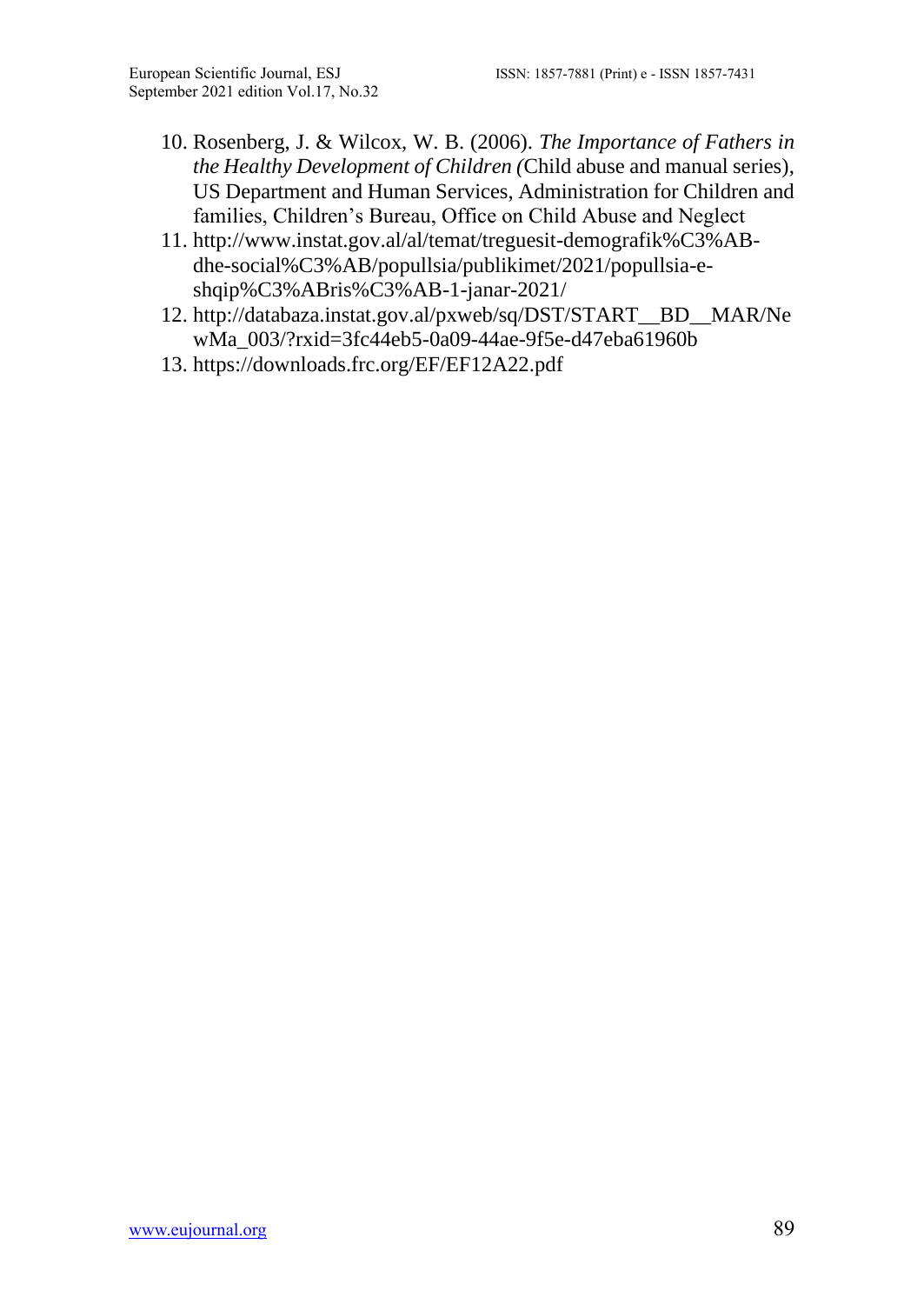10. Rosenberg, J. & Wilcox, W. B. (2006). *The Importance of Fathers in the Healthy Development of Children (*Child abuse and manual series), US Department and Human Services, Administration for Children and families, Children's Bureau, Office on Child Abuse and Neglect
11. http://www.instat.gov.al/al/temat/treguesit-demografik%C3%AB-dhe-social%C3%AB/popullsia/publikimet/2021/popullsia-e-shqip%C3%ABris%C3%AB-1-janar-2021/
12. http://databaza.instat.gov.al/pxweb/sq/DST/START__BD__MAR/NewMa_003/?rxid=3fc44eb5-0a09-44ae-9f5e-d47eba61960b
13. https://downloads.frc.org/EF/EF12A22.pdf